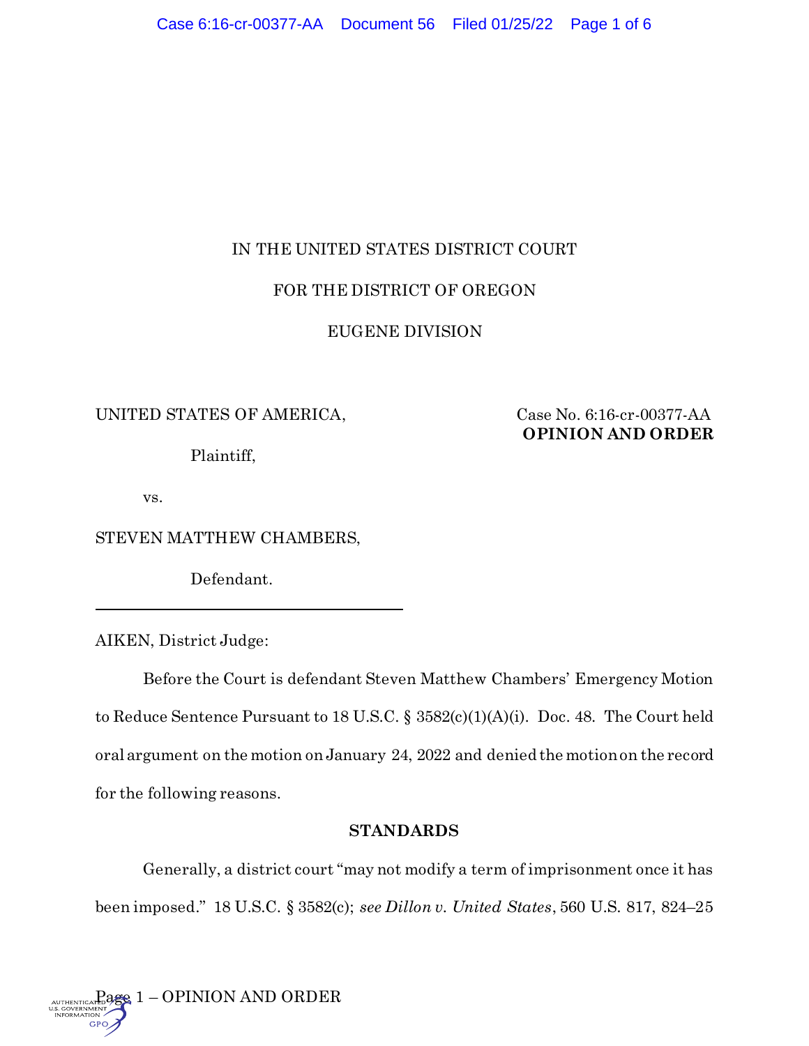IN THE UNITED STATES DISTRICT COURT

FOR THE DISTRICT OF OREGON

EUGENE DIVISION

UNITED STATES OF AMERICA,

Plaintiff,

vs.

STEVEN MATTHEW CHAMBERS,

Defendant.

Case No. 6:16-cr-00377-AA

**OPINION AND ORDER**

---

AIKEN, District Judge:

Before the Court is defendant Steven Matthew Chambers' Emergency Motion to Reduce Sentence Pursuant to 18 U.S.C. § 3582(c)(1)(A)(i). Doc. 48. The Court held oral argument on the motion on January 24, 2022 and denied the motion on the record for the following reasons.

**STANDARDS**

Generally, a district court "may not modify a term of imprisonment once it has been imposed." 18 U.S.C. § 3582(c); *see Dillon v. United States*, 560 U.S. 817, 824–25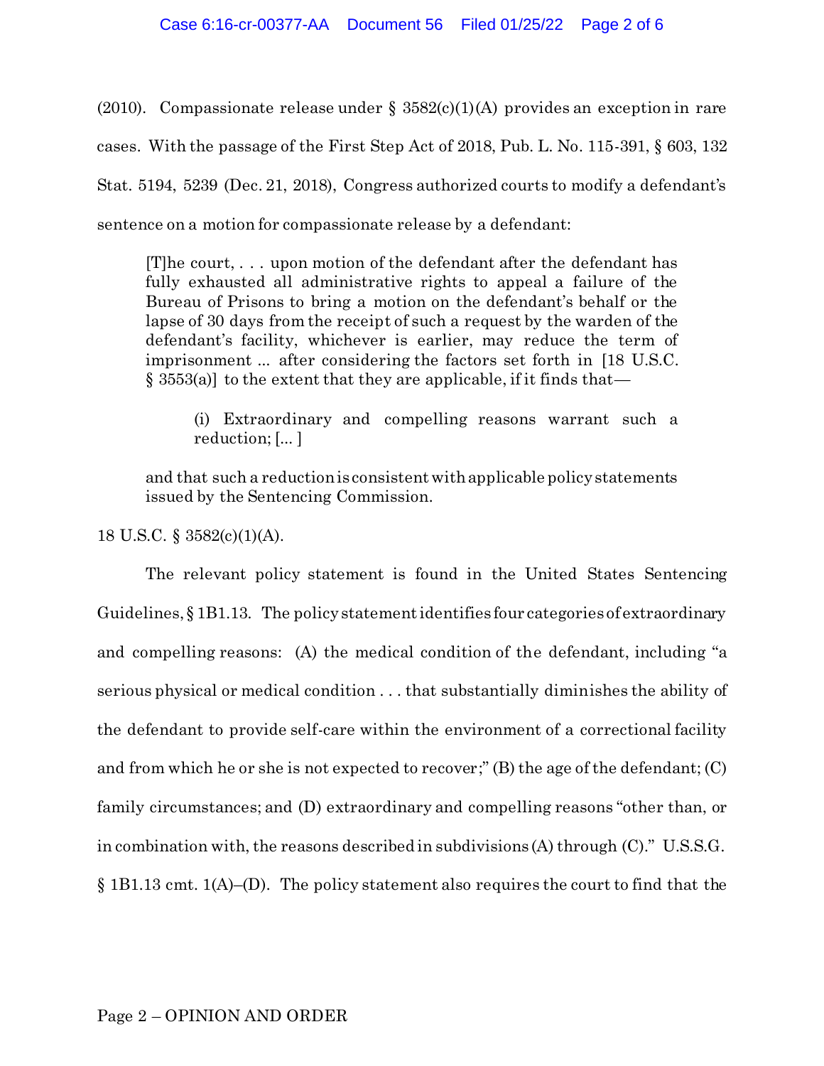(2010). Compassionate release under § 3582(c)(1)(A) provides an exception in rare cases. With the passage of the First Step Act of 2018, Pub. L. No. 115-391, § 603, 132 Stat. 5194, 5239 (Dec. 21, 2018), Congress authorized courts to modify a defendant's sentence on a motion for compassionate release by a defendant:

> [T]he court, . . . upon motion of the defendant after the defendant has fully exhausted all administrative rights to appeal a failure of the Bureau of Prisons to bring a motion on the defendant's behalf or the lapse of 30 days from the receipt of such a request by the warden of the defendant's facility, whichever is earlier, may reduce the term of imprisonment ... after considering the factors set forth in [18 U.S.C. § 3553(a)] to the extent that they are applicable, if it finds that—
>
> > (i) Extraordinary and compelling reasons warrant such a reduction; [... ]
>
> and that such a reduction is consistent with applicable policy statements issued by the Sentencing Commission.

18 U.S.C. § 3582(c)(1)(A).

The relevant policy statement is found in the United States Sentencing Guidelines, § 1B1.13. The policy statement identifies four categories of extraordinary and compelling reasons: (A) the medical condition of the defendant, including "a serious physical or medical condition . . . that substantially diminishes the ability of the defendant to provide self-care within the environment of a correctional facility and from which he or she is not expected to recover;" (B) the age of the defendant; (C) family circumstances; and (D) extraordinary and compelling reasons "other than, or in combination with, the reasons described in subdivisions (A) through (C)." U.S.S.G. § 1B1.13 cmt. 1(A)–(D). The policy statement also requires the court to find that the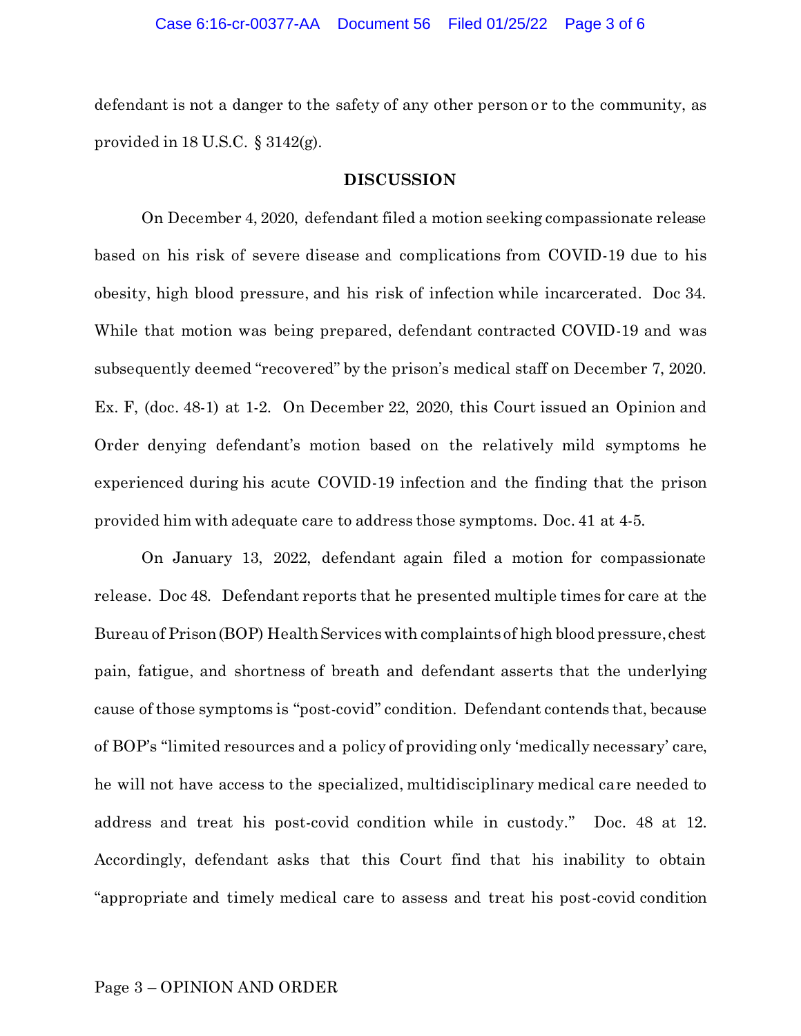defendant is not a danger to the safety of any other person or to the community, as provided in 18 U.S.C. § 3142(g).

## DISCUSSION

On December 4, 2020, defendant filed a motion seeking compassionate release based on his risk of severe disease and complications from COVID-19 due to his obesity, high blood pressure, and his risk of infection while incarcerated. Doc 34. While that motion was being prepared, defendant contracted COVID-19 and was subsequently deemed "recovered" by the prison's medical staff on December 7, 2020. Ex. F, (doc. 48-1) at 1-2. On December 22, 2020, this Court issued an Opinion and Order denying defendant's motion based on the relatively mild symptoms he experienced during his acute COVID-19 infection and the finding that the prison provided him with adequate care to address those symptoms. Doc. 41 at 4-5.

On January 13, 2022, defendant again filed a motion for compassionate release. Doc 48. Defendant reports that he presented multiple times for care at the Bureau of Prison (BOP) Health Services with complaints of high blood pressure, chest pain, fatigue, and shortness of breath and defendant asserts that the underlying cause of those symptoms is "post-covid" condition. Defendant contends that, because of BOP's "limited resources and a policy of providing only 'medically necessary' care, he will not have access to the specialized, multidisciplinary medical care needed to address and treat his post-covid condition while in custody." Doc. 48 at 12. Accordingly, defendant asks that this Court find that his inability to obtain "appropriate and timely medical care to assess and treat his post-covid condition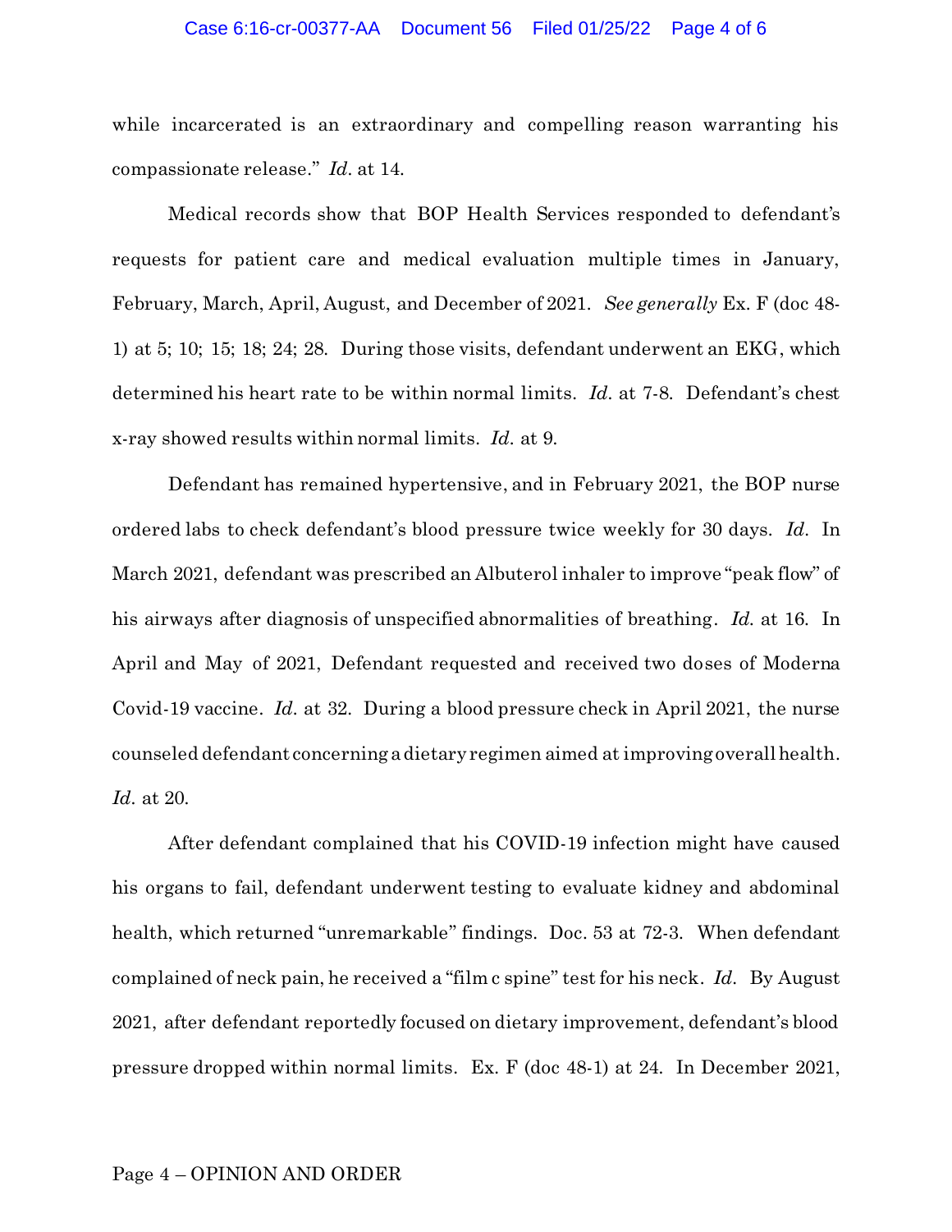while incarcerated is an extraordinary and compelling reason warranting his compassionate release." *Id.* at 14.

Medical records show that BOP Health Services responded to defendant's requests for patient care and medical evaluation multiple times in January, February, March, April, August, and December of 2021. *See generally* Ex. F (doc 48-1) at 5; 10; 15; 18; 24; 28. During those visits, defendant underwent an EKG, which determined his heart rate to be within normal limits. *Id.* at 7-8. Defendant's chest x-ray showed results within normal limits. *Id.* at 9.

Defendant has remained hypertensive, and in February 2021, the BOP nurse ordered labs to check defendant's blood pressure twice weekly for 30 days. *Id.* In March 2021, defendant was prescribed an Albuterol inhaler to improve "peak flow" of his airways after diagnosis of unspecified abnormalities of breathing. *Id.* at 16. In April and May of 2021, Defendant requested and received two doses of Moderna Covid-19 vaccine. *Id.* at 32. During a blood pressure check in April 2021, the nurse counseled defendant concerning a dietary regimen aimed at improving overall health. *Id.* at 20.

After defendant complained that his COVID-19 infection might have caused his organs to fail, defendant underwent testing to evaluate kidney and abdominal health, which returned "unremarkable" findings. Doc. 53 at 72-3. When defendant complained of neck pain, he received a "film c spine" test for his neck. *Id.* By August 2021, after defendant reportedly focused on dietary improvement, defendant's blood pressure dropped within normal limits. Ex. F (doc 48-1) at 24. In December 2021,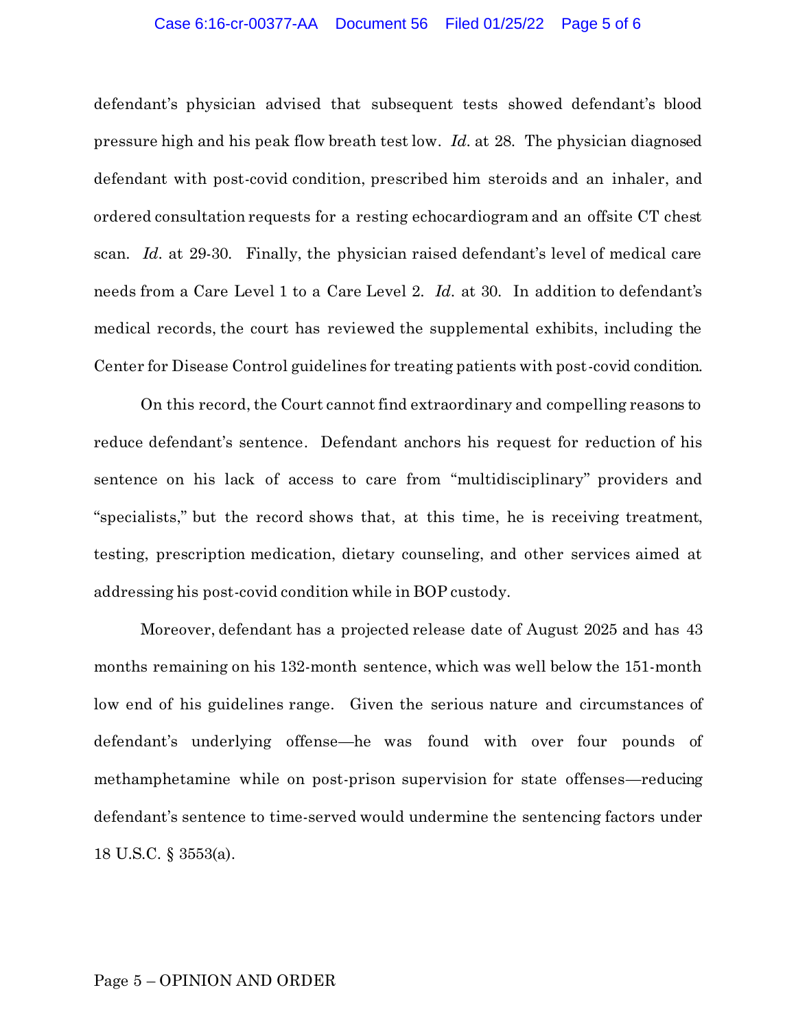defendant's physician advised that subsequent tests showed defendant's blood pressure high and his peak flow breath test low. *Id.* at 28. The physician diagnosed defendant with post-covid condition, prescribed him steroids and an inhaler, and ordered consultation requests for a resting echocardiogram and an offsite CT chest scan. *Id.* at 29-30. Finally, the physician raised defendant's level of medical care needs from a Care Level 1 to a Care Level 2. *Id.* at 30. In addition to defendant's medical records, the court has reviewed the supplemental exhibits, including the Center for Disease Control guidelines for treating patients with post-covid condition.

On this record, the Court cannot find extraordinary and compelling reasons to reduce defendant's sentence. Defendant anchors his request for reduction of his sentence on his lack of access to care from "multidisciplinary" providers and "specialists," but the record shows that, at this time, he is receiving treatment, testing, prescription medication, dietary counseling, and other services aimed at addressing his post-covid condition while in BOP custody.

Moreover, defendant has a projected release date of August 2025 and has 43 months remaining on his 132-month sentence, which was well below the 151-month low end of his guidelines range. Given the serious nature and circumstances of defendant's underlying offense—he was found with over four pounds of methamphetamine while on post-prison supervision for state offenses—reducing defendant's sentence to time-served would undermine the sentencing factors under 18 U.S.C. § 3553(a).

Page 5 – OPINION AND ORDER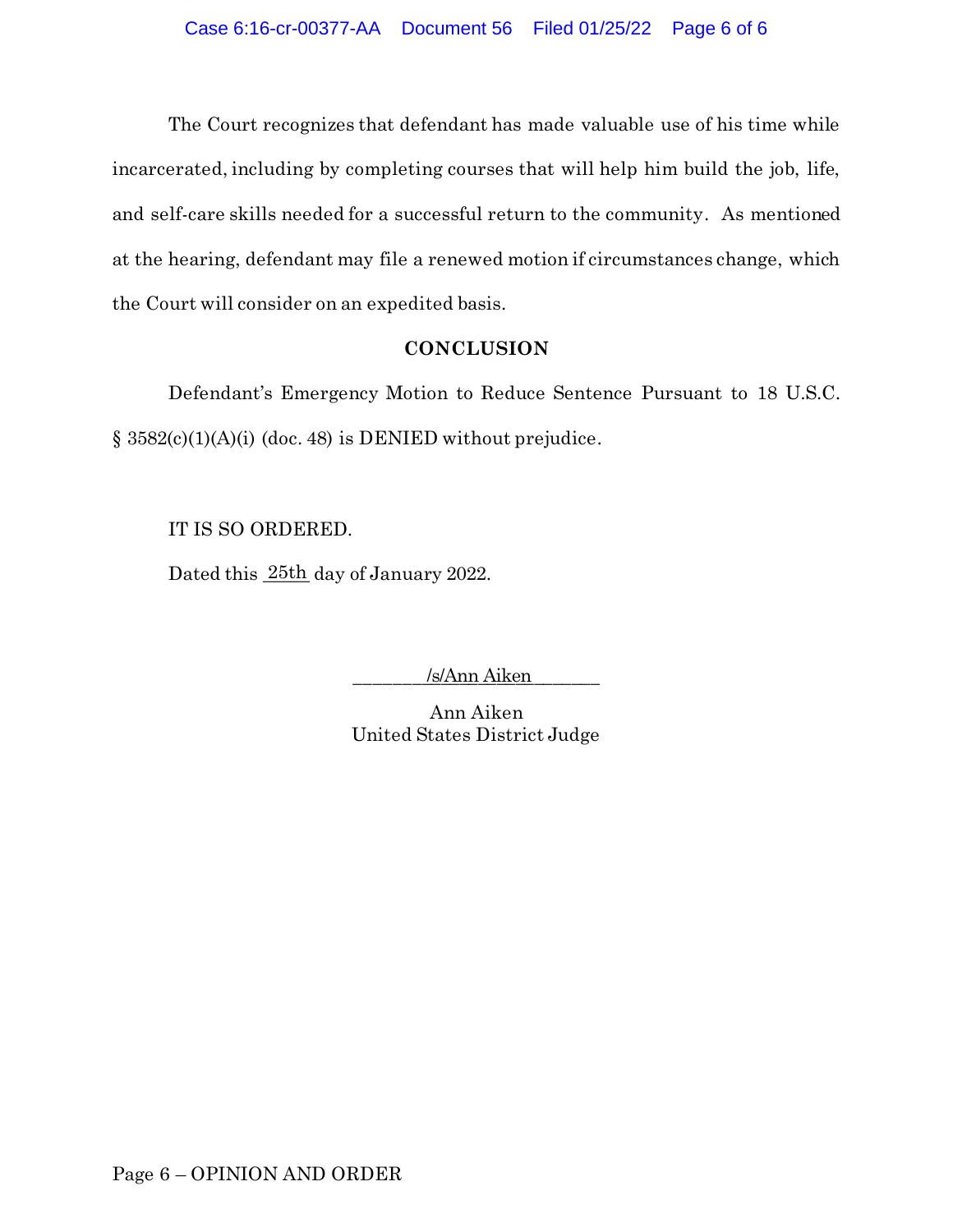The Court recognizes that defendant has made valuable use of his time while incarcerated, including by completing courses that will help him build the job, life, and self-care skills needed for a successful return to the community. As mentioned at the hearing, defendant may file a renewed motion if circumstances change, which the Court will consider on an expedited basis.

## CONCLUSION

Defendant's Emergency Motion to Reduce Sentence Pursuant to 18 U.S.C. § 3582(c)(1)(A)(i) (doc. 48) is DENIED without prejudice.

IT IS SO ORDERED.

Dated this 25th day of January 2022.

/s/Ann Aiken

Ann Aiken
United States District Judge

Page 6 – OPINION AND ORDER